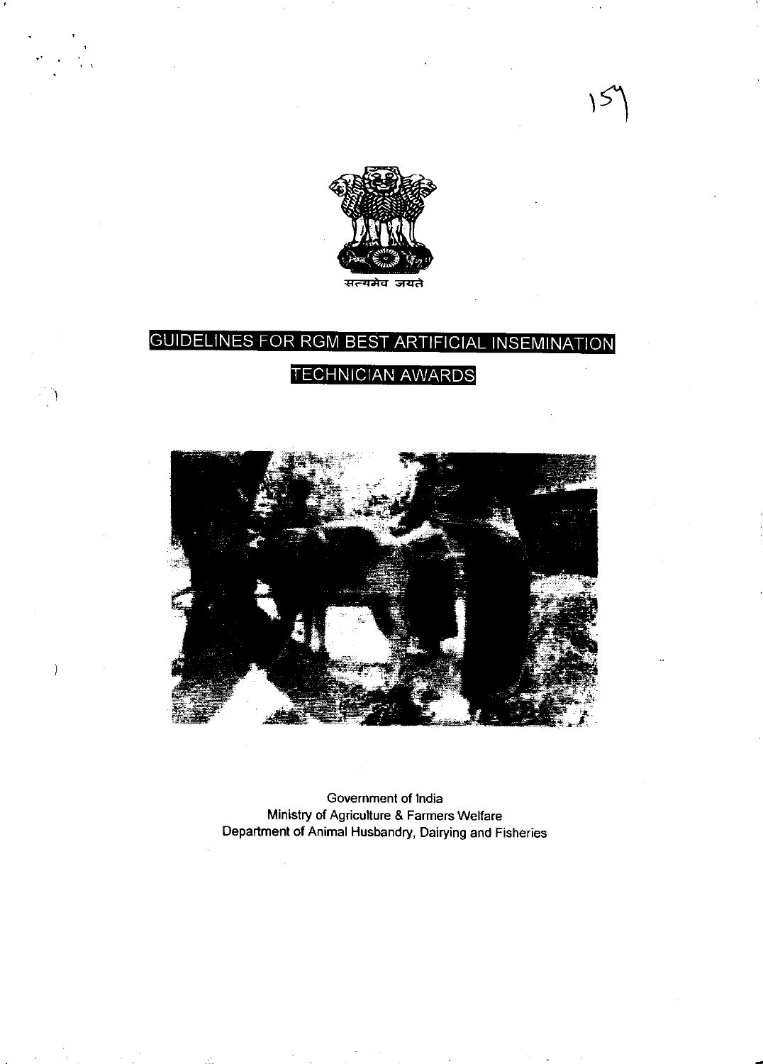सत्यमेव जयते

# GUIDELINES FOR RGM BEST ARTIFICIAL INSEMINATION TECHNICIAN AWARDS

Government of India
Ministry of Agriculture & Farmers Welfare
Department of Animal Husbandry, Dairying and Fisheries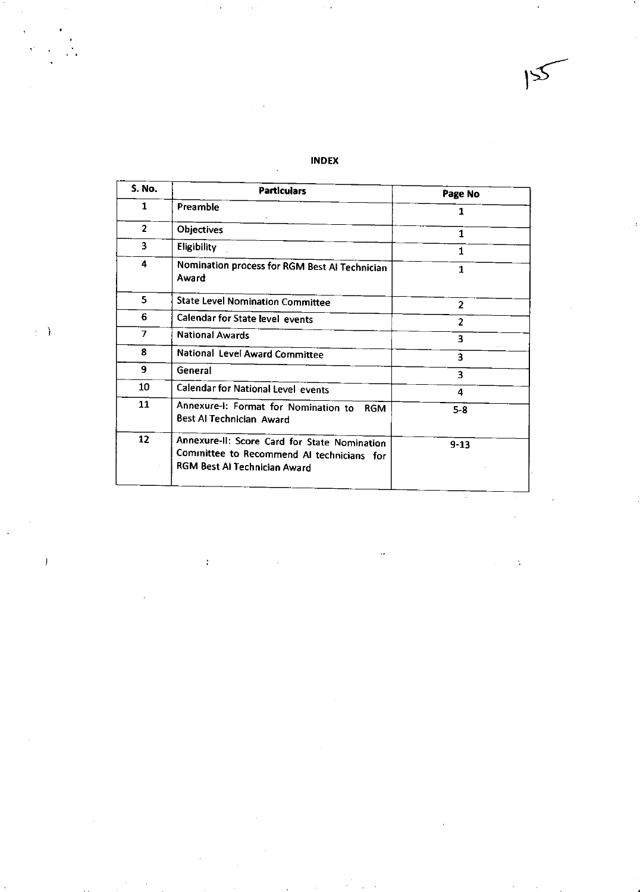## INDEX

| S. No. | Particulars | Page No |
|---|---|---|
| 1 | Preamble | 1 |
| 2 | Objectives | 1 |
| 3 | Eligibility | 1 |
| 4 | Nomination process for RGM Best AI Technician Award | 1 |
| 5 | State Level Nomination Committee | 2 |
| 6 | Calendar for State level events | 2 |
| 7 | National Awards | 3 |
| 8 | National Level Award Committee | 3 |
| 9 | General | 3 |
| 10 | Calendar for National Level events | 4 |
| 11 | Annexure-I: Format for Nomination to RGM Best AI Technician Award | 5-8 |
| 12 | Annexure-II: Score Card for State Nomination Committee to Recommend AI technicians for RGM Best AI Technician Award | 9-13 |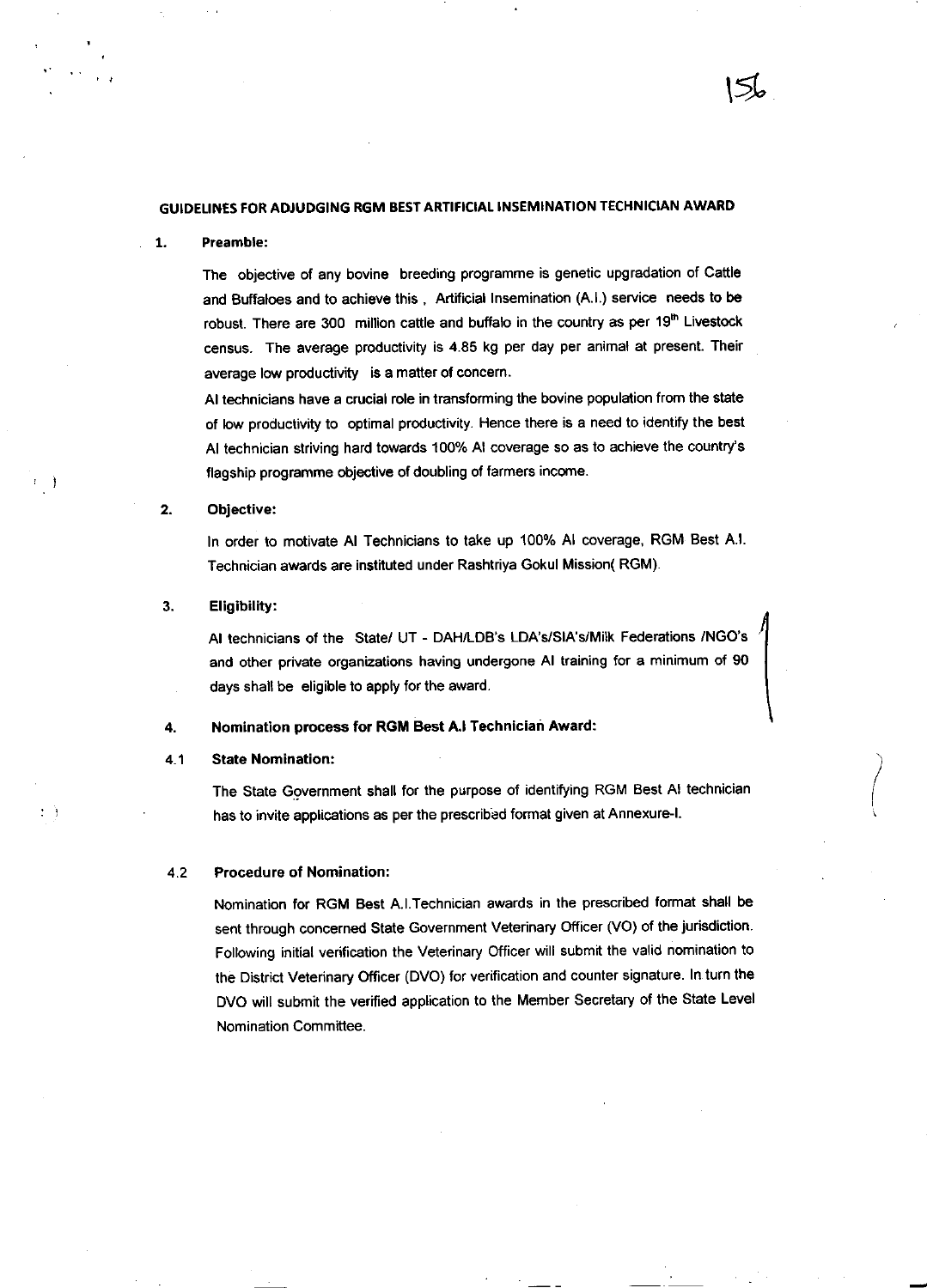## GUIDELINES FOR ADJUDGING RGM BEST ARTIFICIAL INSEMINATION TECHNICIAN AWARD

**1. Preamble:**

The objective of any bovine breeding programme is genetic upgradation of Cattle and Buffaloes and to achieve this , Artificial Insemination (A.I.) service needs to be robust. There are 300 million cattle and buffalo in the country as per 19th Livestock census. The average productivity is 4.85 kg per day per animal at present. Their average low productivity is a matter of concern.

AI technicians have a crucial role in transforming the bovine population from the state of low productivity to optimal productivity. Hence there is a need to identify the best AI technician striving hard towards 100% AI coverage so as to achieve the country's flagship programme objective of doubling of farmers income.

**2. Objective:**

In order to motivate AI Technicians to take up 100% AI coverage, RGM Best A.I. Technician awards are instituted under Rashtriya Gokul Mission( RGM).

**3. Eligibility:**

AI technicians of the State/ UT - DAH/LDB's LDA's/SIA's/Milk Federations /NGO's and other private organizations having undergone AI training for a minimum of 90 days shall be eligible to apply for the award.

**4. Nomination process for RGM Best A.I Technician Award:**

**4.1 State Nomination:**

The State Government shall for the purpose of identifying RGM Best AI technician has to invite applications as per the prescribed format given at Annexure-I.

**4.2 Procedure of Nomination:**

Nomination for RGM Best A.I.Technician awards in the prescribed format shall be sent through concerned State Government Veterinary Officer (VO) of the jurisdiction. Following initial verification the Veterinary Officer will submit the valid nomination to the District Veterinary Officer (DVO) for verification and counter signature. In turn the DVO will submit the verified application to the Member Secretary of the State Level Nomination Committee.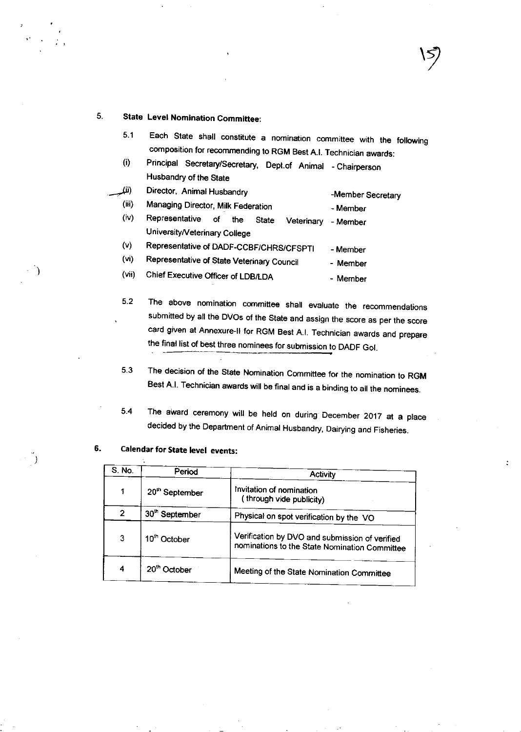## 5. State Level Nomination Committee:

5.1 Each State shall constitute a nomination committee with the following composition for recommending to RGM Best A.I. Technician awards:

| | | |
|---|---|---|
| (i) | Principal Secretary/Secretary, Dept.of Animal Husbandry of the State | - Chairperson |
| (ii) | Director, Animal Husbandry | -Member Secretary |
| (iii) | Managing Director, Milk Federation | - Member |
| (iv) | Representative of the State Veterinary University/Veterinary College | - Member |
| (v) | Representative of DADF-CCBF/CHRS/CFSPTI | - Member |
| (vi) | Representative of State Veterinary Council | - Member |
| (vii) | Chief Executive Officer of LDB/LDA | - Member |

5.2 The above nomination committee shall evaluate the recommendations submitted by all the DVOs of the State and assign the score as per the score card given at Annexure-II for RGM Best A.I. Technician awards and prepare the final list of best three nominees for submission to DADF GoI.

5.3 The decision of the State Nomination Committee for the nomination to RGM Best A.I. Technician awards will be final and is a binding to all the nominees.

5.4 The award ceremony will be held on during December 2017 at a place decided by the Department of Animal Husbandry, Dairying and Fisheries.

## 6. Calendar for State level events:

| S. No. | Period | Activity |
|---|---|---|
| 1 | 20th September | Invitation of nomination ( through vide publicity) |
| 2 | 30th September | Physical on spot verification by the VO |
| 3 | 10th October | Verification by DVO and submission of verified nominations to the State Nomination Committee |
| 4 | 20th October | Meeting of the State Nomination Committee |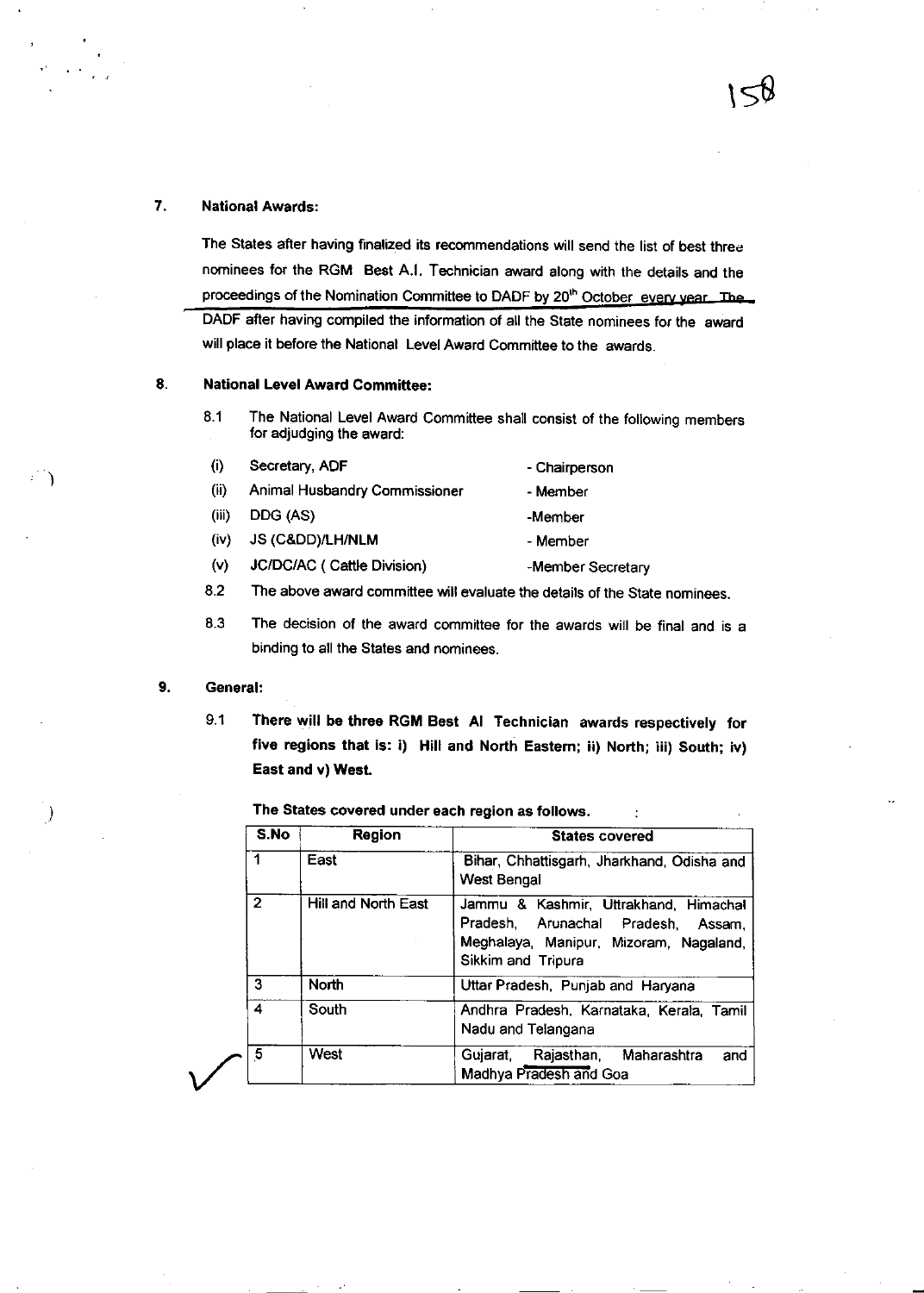7. **National Awards:**

The States after having finalized its recommendations will send the list of best three nominees for the RGM Best A.I. Technician award along with the details and the proceedings of the Nomination Committee to DADF by 20th October every year. The DADF after having compiled the information of all the State nominees for the award will place it before the National Level Award Committee to the awards.

8. **National Level Award Committee:**

8.1 The National Level Award Committee shall consist of the following members for adjudging the award:

| | | |
|---|---|---|
| (i) | Secretary, ADF | - Chairperson |
| (ii) | Animal Husbandry Commissioner | - Member |
| (iii) | DDG (AS) | -Member |
| (iv) | JS (C&DD)/LH/NLM | - Member |
| (v) | JC/DC/AC ( Cattle Division) | -Member Secretary |

8.2 The above award committee will evaluate the details of the State nominees.

8.3 The decision of the award committee for the awards will be final and is a binding to all the States and nominees.

9. **General:**

9.1 **There will be three RGM Best AI Technician awards respectively for five regions that is: i) Hill and North Eastern; ii) North; iii) South; iv) East and v) West.**

**The States covered under each region as follows.**

| S.No | Region | States covered |
|---|---|---|
| 1 | East | Bihar, Chhattisgarh, Jharkhand, Odisha and West Bengal |
| 2 | Hill and North East | Jammu & Kashmir, Uttrakhand, Himachal Pradesh, Arunachal Pradesh, Assam, Meghalaya, Manipur, Mizoram, Nagaland, Sikkim and Tripura |
| 3 | North | Uttar Pradesh, Punjab and Haryana |
| 4 | South | Andhra Pradesh, Karnataka, Kerala, Tamil Nadu and Telangana |
| 5 | West | Gujarat, Rajasthan, Maharashtra and Madhya Pradesh and Goa |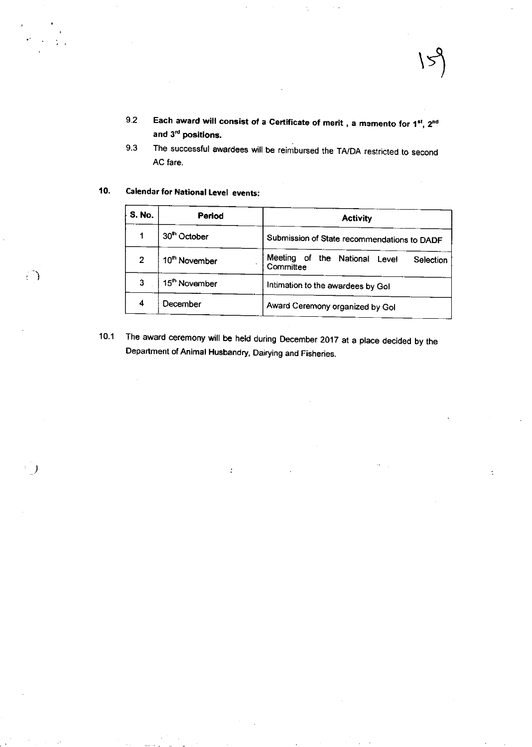9.2 **Each award will consist of a Certificate of merit , a memento for 1st, 2nd and 3rd positions.**

9.3 The successful awardees will be reimbursed the TA/DA restricted to second AC fare.

## 10. Calendar for National Level events:

| S. No. | Period | Activity |
|---|---|---|
| 1 | 30th October | Submission of State recommendations to DADF |
| 2 | 10th November | Meeting of the National Level Selection Committee |
| 3 | 15th November | Intimation to the awardees by GoI |
| 4 | December | Award Ceremony organized by GoI |

10.1 The award ceremony will be held during December 2017 at a place decided by the Department of Animal Husbandry, Dairying and Fisheries.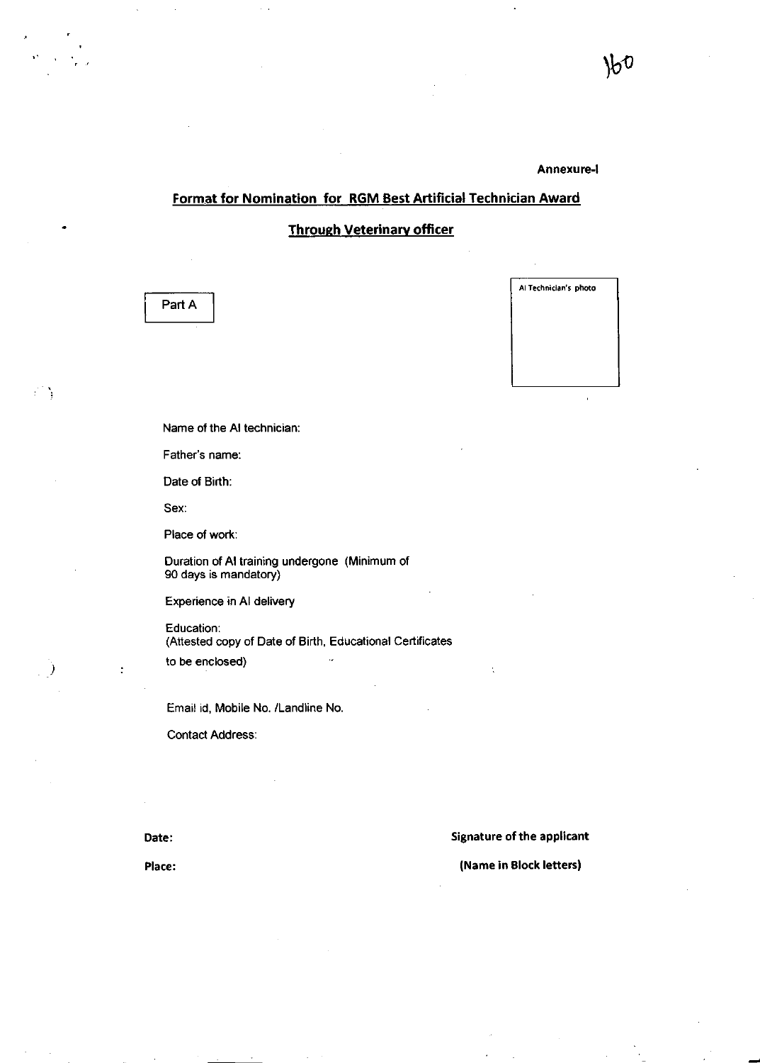**Annexure-I**

## Format for Nomination for RGM Best Artificial Technician Award

## Through Veterinary officer

Part A

AI Technician's photo

Name of the AI technician:

Father's name:

Date of Birth:

Sex:

Place of work:

Duration of AI training undergone (Minimum of 90 days is mandatory)

Experience in AI delivery

Education:
(Attested copy of Date of Birth, Educational Certificates to be enclosed)

Email id, Mobile No. /Landline No.

Contact Address:

**Date:**

**Place:**

**Signature of the applicant**

**(Name in Block letters)**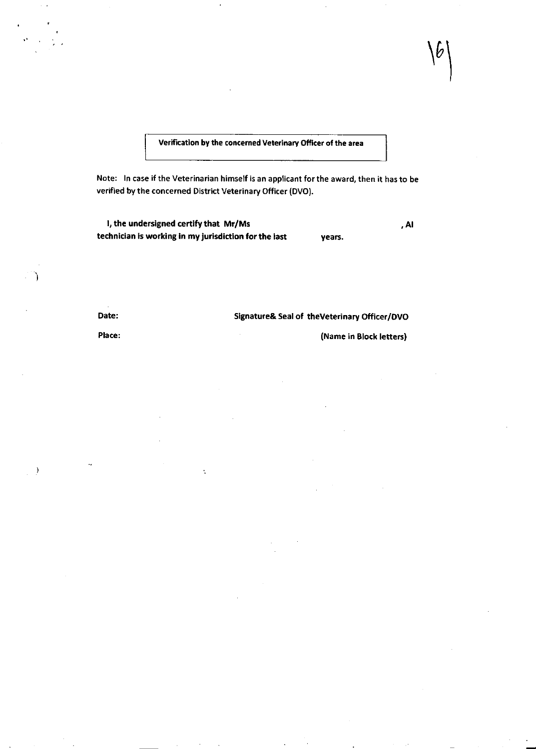**Verification by the concerned Veterinary Officer of the area**

Note: In case if the Veterinarian himself is an applicant for the award, then it has to be verified by the concerned District Veterinary Officer (DVO).

**I, the undersigned certify that Mr/Ms , AI technician is working in my jurisdiction for the last years.**

**Date:**

**Place:**

**Signature& Seal of theVeterinary Officer/DVO**

**(Name in Block letters)**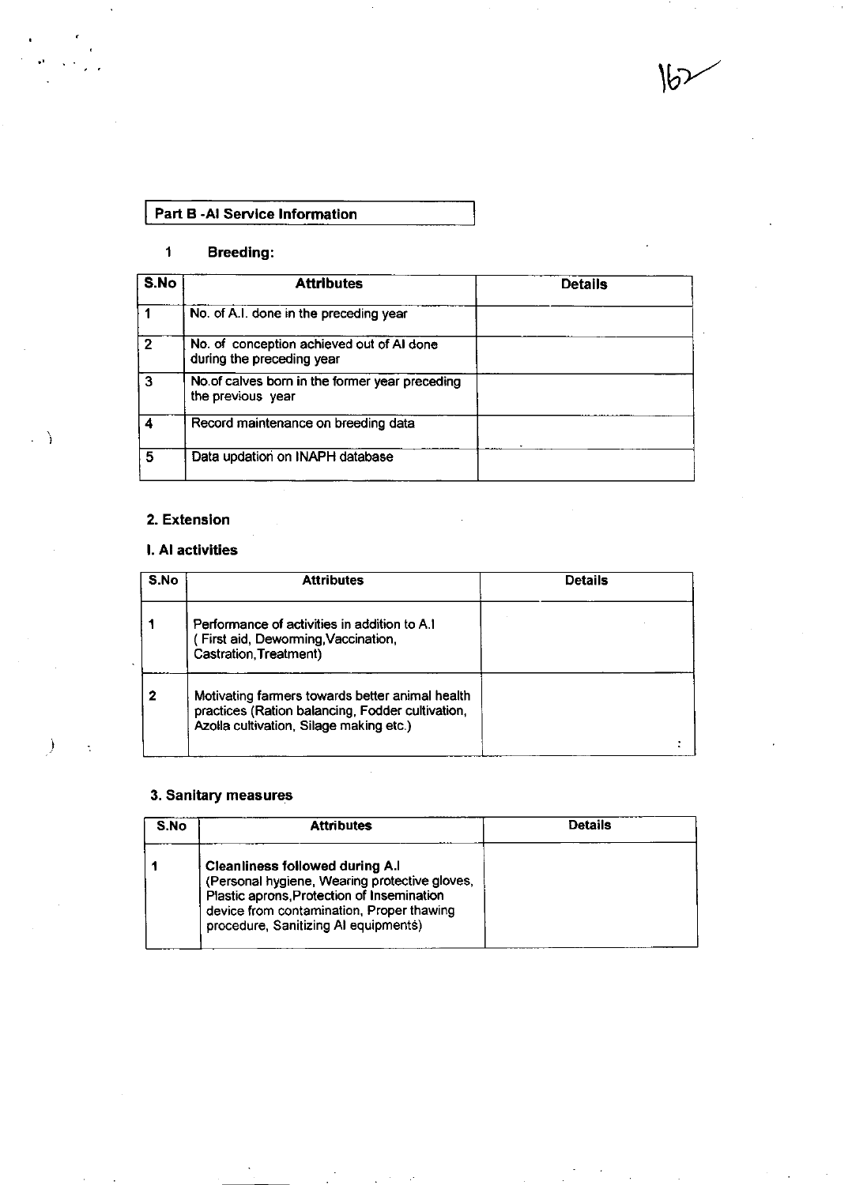## Part B -AI Service Information

### 1 Breeding:

| S.No | Attributes | Details |
|---|---|---|
| 1 | No. of A.I. done in the preceding year | |
| 2 | No. of conception achieved out of AI done during the preceding year | |
| 3 | No.of calves born in the former year preceding the previous year | |
| 4 | Record maintenance on breeding data | |
| 5 | Data updation on INAPH database | |

### 2. Extension

#### I. AI activities

| S.No | Attributes | Details |
|---|---|---|
| 1 | Performance of activities in addition to A.I ( First aid, Deworming,Vaccination, Castration,Treatment) | |
| 2 | Motivating farmers towards better animal health practices (Ration balancing, Fodder cultivation, Azolla cultivation, Silage making etc.) | |

### 3. Sanitary measures

| S.No | Attributes | Details |
|---|---|---|
| 1 | **Cleanliness followed during A.I** (Personal hygiene, Wearing protective gloves, Plastic aprons,Protection of Insemination device from contamination, Proper thawing procedure, Sanitizing AI equipments) | |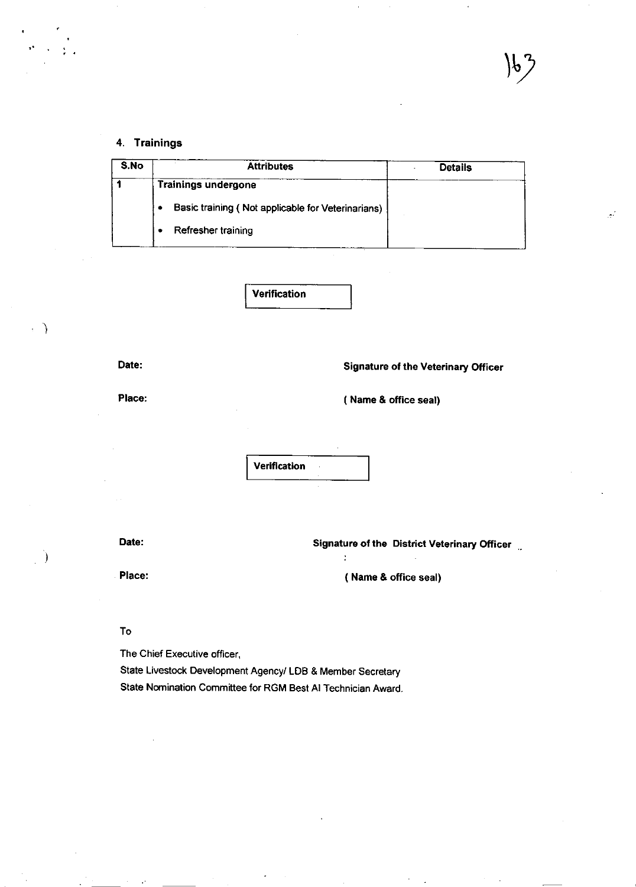## 4. Trainings

| S.No | Attributes | Details |
|---|---|---|
| 1 | **Trainings undergone**<br>• Basic training ( Not applicable for Veterinarians)<br>• Refresher training | |

**Verification**

**Date:** **Signature of the Veterinary Officer**

**Place:** **( Name & office seal)**

**Verification**

**Date:** **Signature of the District Veterinary Officer**

**Place:** **( Name & office seal)**

To

The Chief Executive officer,
State Livestock Development Agency/ LDB & Member Secretary
State Nomination Committee for RGM Best AI Technician Award.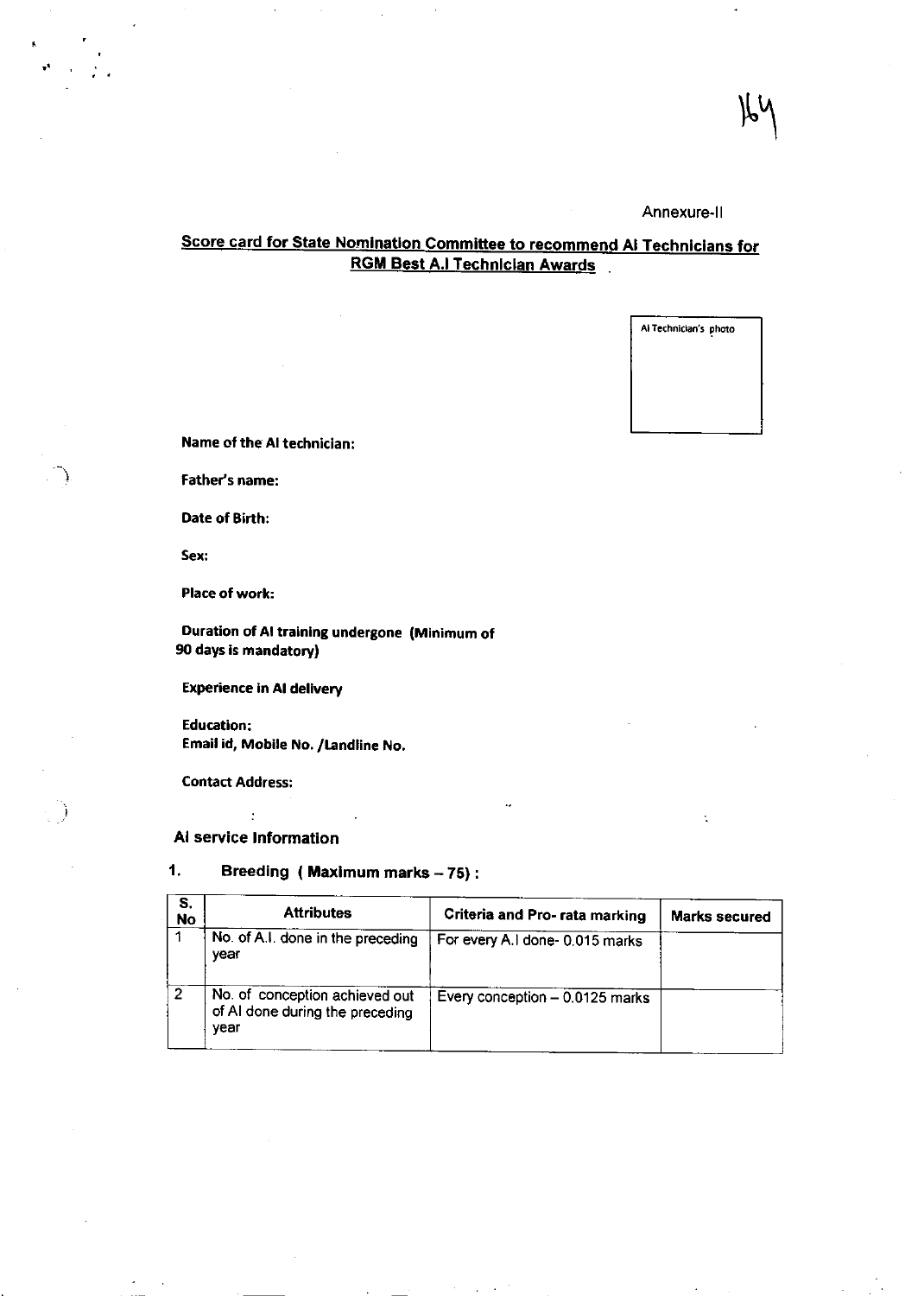Annexure-II

## Score card for State Nomination Committee to recommend AI Technicians for RGM Best A.I Technician Awards

AI Technician's photo

**Name of the AI technician:**

**Father's name:**

**Date of Birth:**

**Sex:**

**Place of work:**

**Duration of AI training undergone (Minimum of 90 days is mandatory)**

**Experience in AI delivery**

**Education:**
**Email id, Mobile No. /Landline No.**

**Contact Address:**

### AI service Information

### 1. Breeding ( Maximum marks – 75) :

| S. No | Attributes | Criteria and Pro- rata marking | Marks secured |
|---|---|---|---|
| 1 | No. of A.I. done in the preceding year | For every A.I done- 0.015 marks | |
| 2 | No. of conception achieved out of AI done during the preceding year | Every conception – 0.0125 marks | |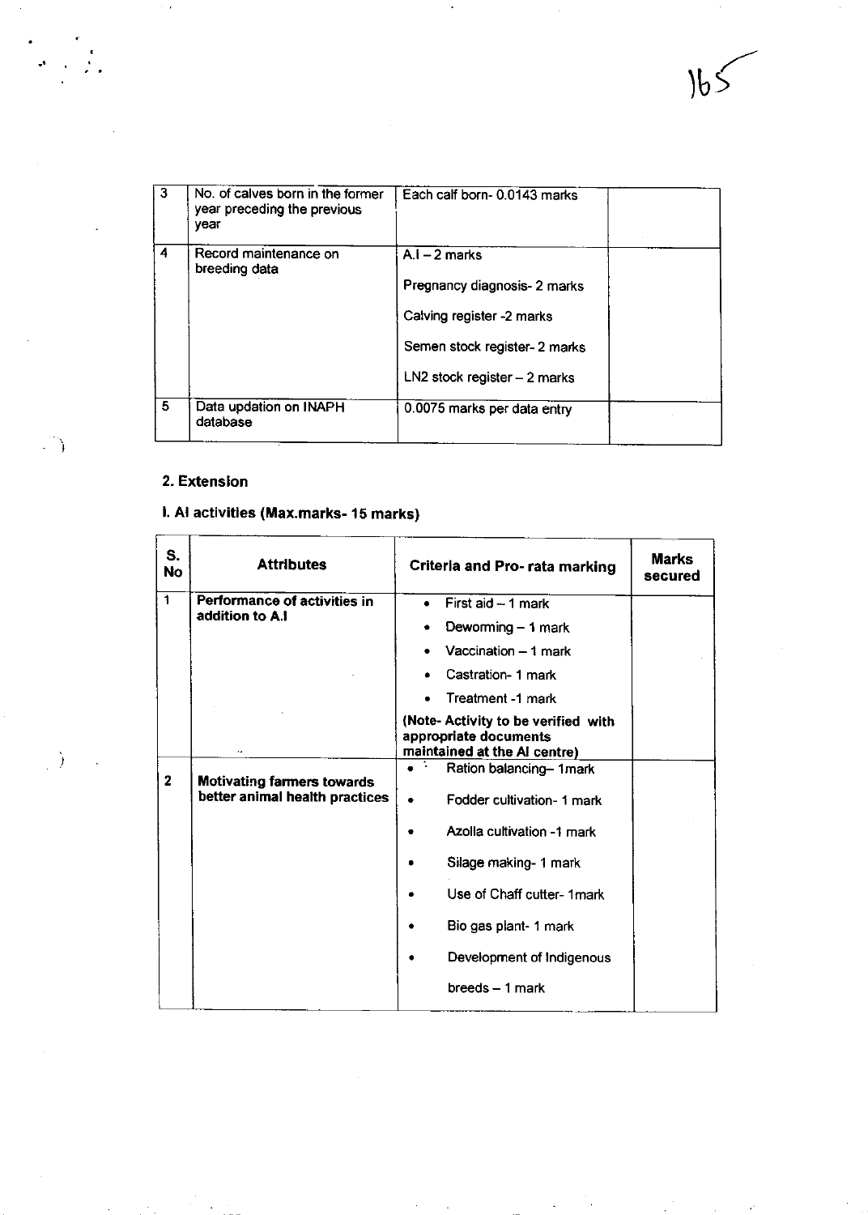| 3 | No. of calves born in the former year preceding the previous year | Each calf born- 0.0143 marks | |
|---|---|---|---|
| 4 | Record maintenance on breeding data | A.I – 2 marks<br><br>Pregnancy diagnosis- 2 marks<br><br>Calving register -2 marks<br><br>Semen stock register- 2 marks<br><br>LN2 stock register – 2 marks | |
| 5 | Data updation on INAPH database | 0.0075 marks per data entry | |

## 2. Extension

### I. AI activities (Max.marks- 15 marks)

| S. No | Attributes | Criteria and Pro- rata marking | Marks secured |
|---|---|---|---|
| 1 | **Performance of activities in addition to A.I** | • First aid – 1 mark<br>• Deworming – 1 mark<br>• Vaccination – 1 mark<br>• Castration- 1 mark<br>• Treatment -1 mark<br>**(Note- Activity to be verified with appropriate documents maintained at the AI centre)** | |
| 2 | **Motivating farmers towards better animal health practices** | • Ration balancing– 1mark<br>• Fodder cultivation- 1 mark<br>• Azolla cultivation -1 mark<br>• Silage making- 1 mark<br>• Use of Chaff cutter- 1mark<br>• Bio gas plant- 1 mark<br>• Development of Indigenous breeds – 1 mark | |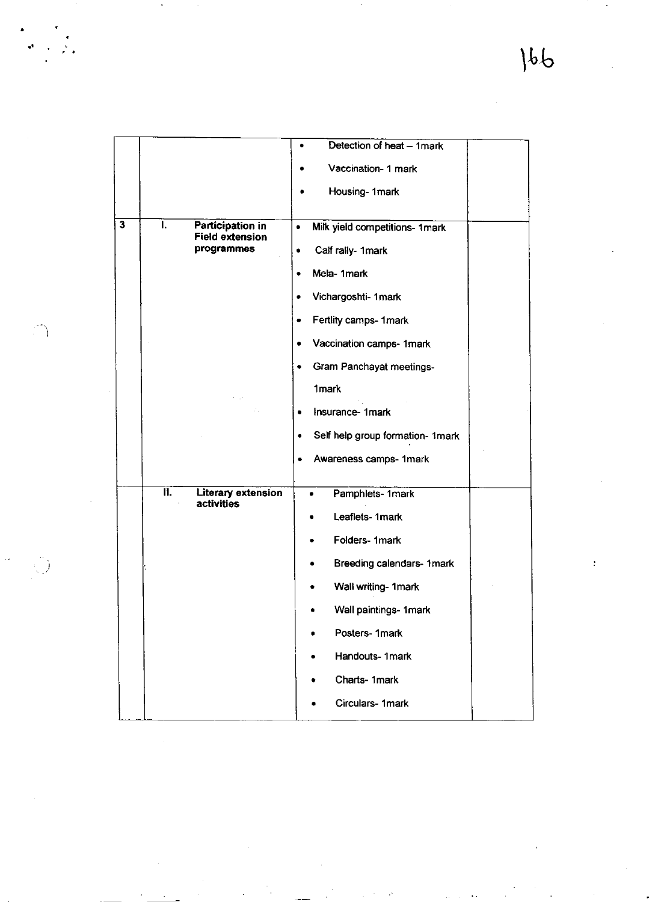| | | | |
|---|---|---|---|
| | | • Detection of heat – 1mark<br>• Vaccination- 1 mark<br>• Housing- 1mark | |
| 3 | I. **Participation in Field extension programmes** | • Milk yield competitions- 1mark<br>• Calf rally- 1mark<br>• Mela- 1mark<br>• Vichargoshti- 1mark<br>• Fertlity camps- 1mark<br>• Vaccination camps- 1mark<br>• Gram Panchayat meetings- 1mark<br>• Insurance- 1mark<br>• Self help group formation- 1mark<br>• Awareness camps- 1mark | |
| | II. **Literary extension activities** | • Pamphlets- 1mark<br>• Leaflets- 1mark<br>• Folders- 1mark<br>• Breeding calendars- 1mark<br>• Wall writing- 1mark<br>• Wall paintings- 1mark<br>• Posters- 1mark<br>• Handouts- 1mark<br>• Charts- 1mark<br>• Circulars- 1mark | |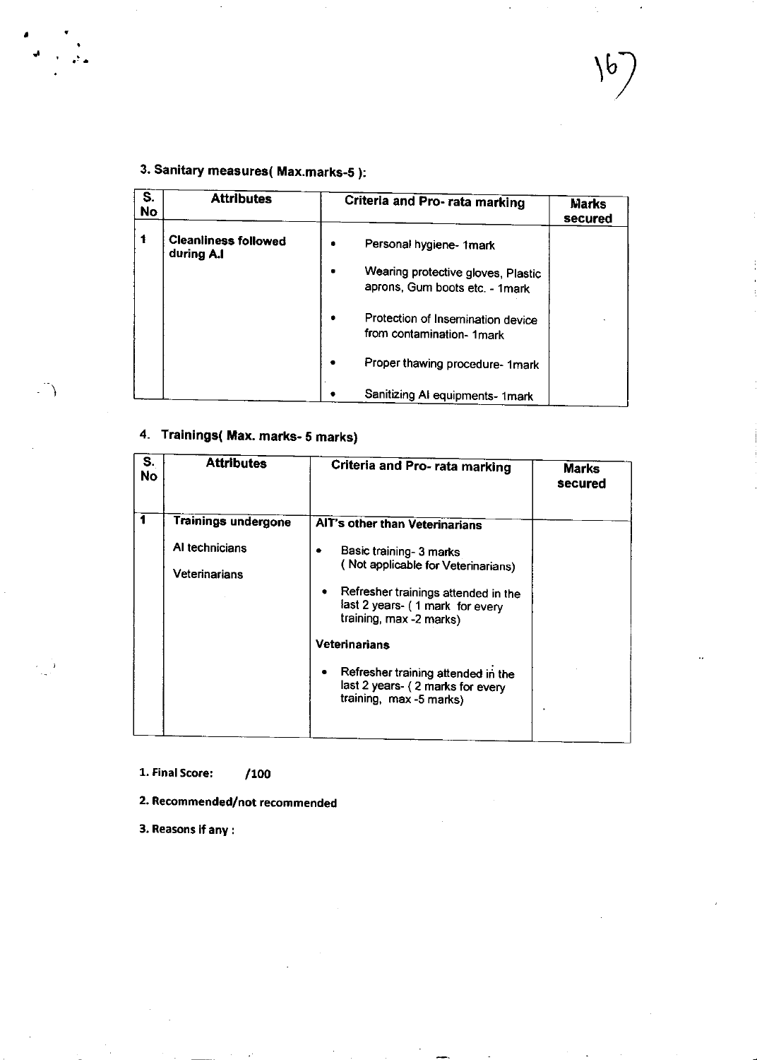### 3. Sanitary measures( Max.marks-5 ):

| S. No | Attributes | Criteria and Pro- rata marking | Marks secured |
|---|---|---|---|
| 1 | **Cleanliness followed during A.I** | • Personal hygiene- 1mark<br>• Wearing protective gloves, Plastic aprons, Gum boots etc. - 1mark<br>• Protection of Insemination device from contamination- 1mark<br>• Proper thawing procedure- 1mark<br>• Sanitizing AI equipments- 1mark | |

### 4. Trainings( Max. marks- 5 marks)

| S. No | Attributes | Criteria and Pro- rata marking | Marks secured |
|---|---|---|---|
| 1 | **Trainings undergone**<br>AI technicians<br>Veterinarians | **AIT's other than Veterinarians**<br>• Basic training- 3 marks ( Not applicable for Veterinarians)<br>• Refresher trainings attended in the last 2 years- ( 1 mark for every training, max -2 marks)<br>**Veterinarians**<br>• Refresher training attended in the last 2 years- ( 2 marks for every training, max -5 marks) | |

**1. Final Score: /100**

**2. Recommended/not recommended**

**3. Reasons if any :**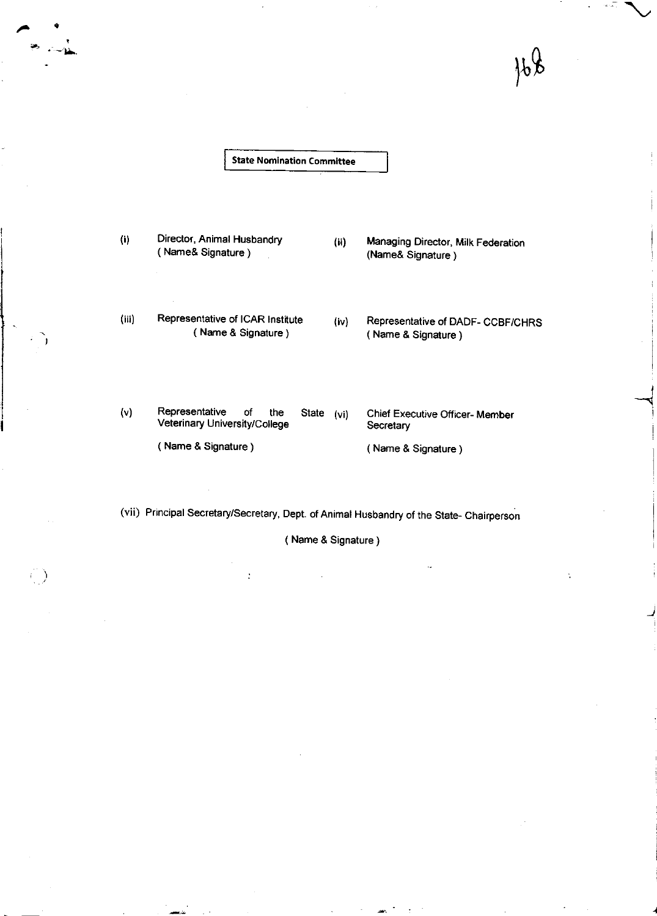**State Nomination Committee**

(i) Director, Animal Husbandry
( Name& Signature )

(ii) Managing Director, Milk Federation
(Name& Signature )

(iii) Representative of ICAR Institute
( Name & Signature )

(iv) Representative of DADF- CCBF/CHRS
( Name & Signature )

(v) Representative of the State Veterinary University/College
( Name & Signature )

(vi) Chief Executive Officer- Member Secretary
( Name & Signature )

(vii) Principal Secretary/Secretary, Dept. of Animal Husbandry of the State- Chairperson

( Name & Signature )